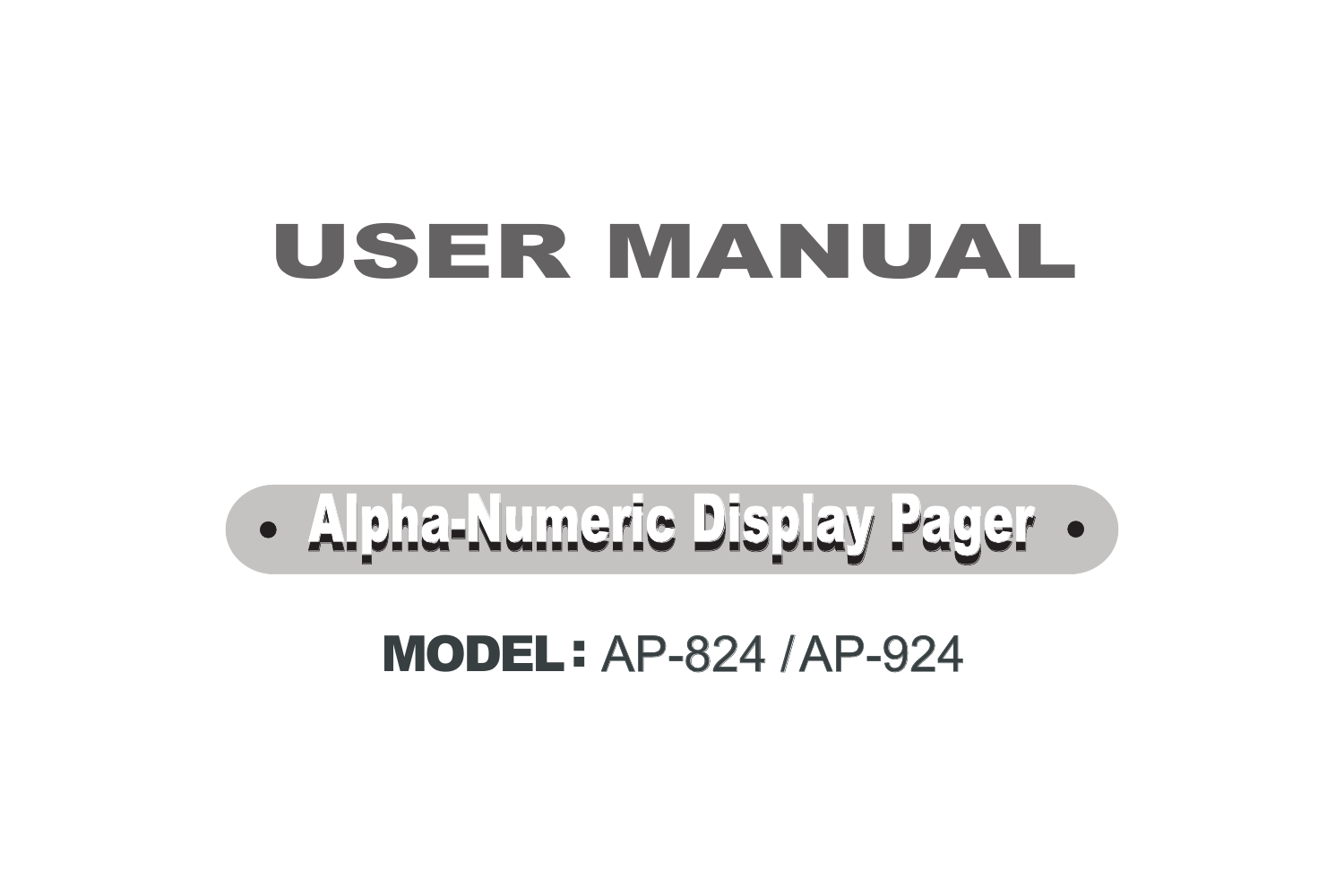# USER MANUAL

## • Alpha-Numeric Display Pager •

**MODEL:** AP-824 / AP-924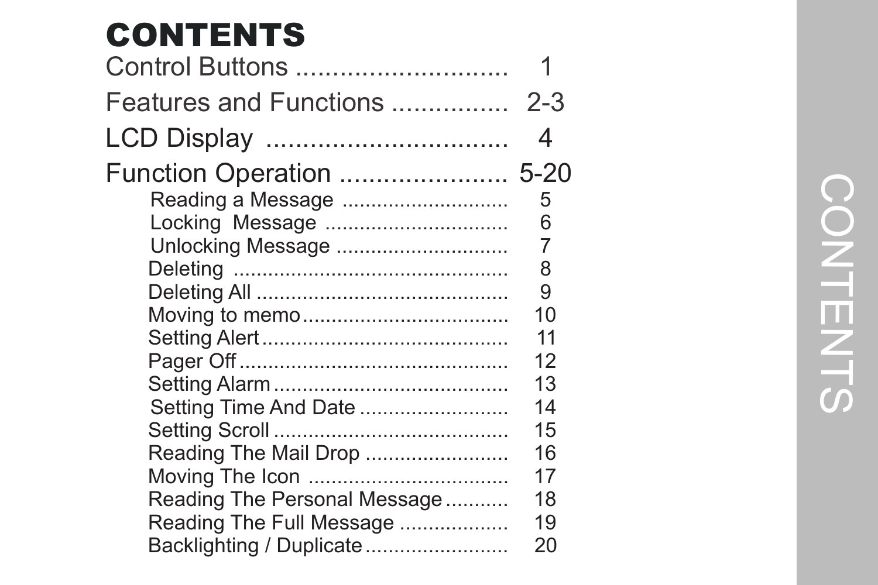# CONTENTS

| Section | Page |
| --- | --- |
| Control Buttons | 1 |
| Features and Functions | 2-3 |
| LCD Display | 4 |
| Function Operation | 5-20 |
| Reading a Message | 5 |
| Locking Message | 6 |
| Unlocking Message | 7 |
| Deleting | 8 |
| Deleting All | 9 |
| Moving to memo | 10 |
| Setting Alert | 11 |
| Pager Off | 12 |
| Setting Alarm | 13 |
| Setting Time And Date | 14 |
| Setting Scroll | 15 |
| Reading The Mail Drop | 16 |
| Moving The Icon | 17 |
| Reading The Personal Message | 18 |
| Reading The Full Message | 19 |
| Backlighting / Duplicate | 20 |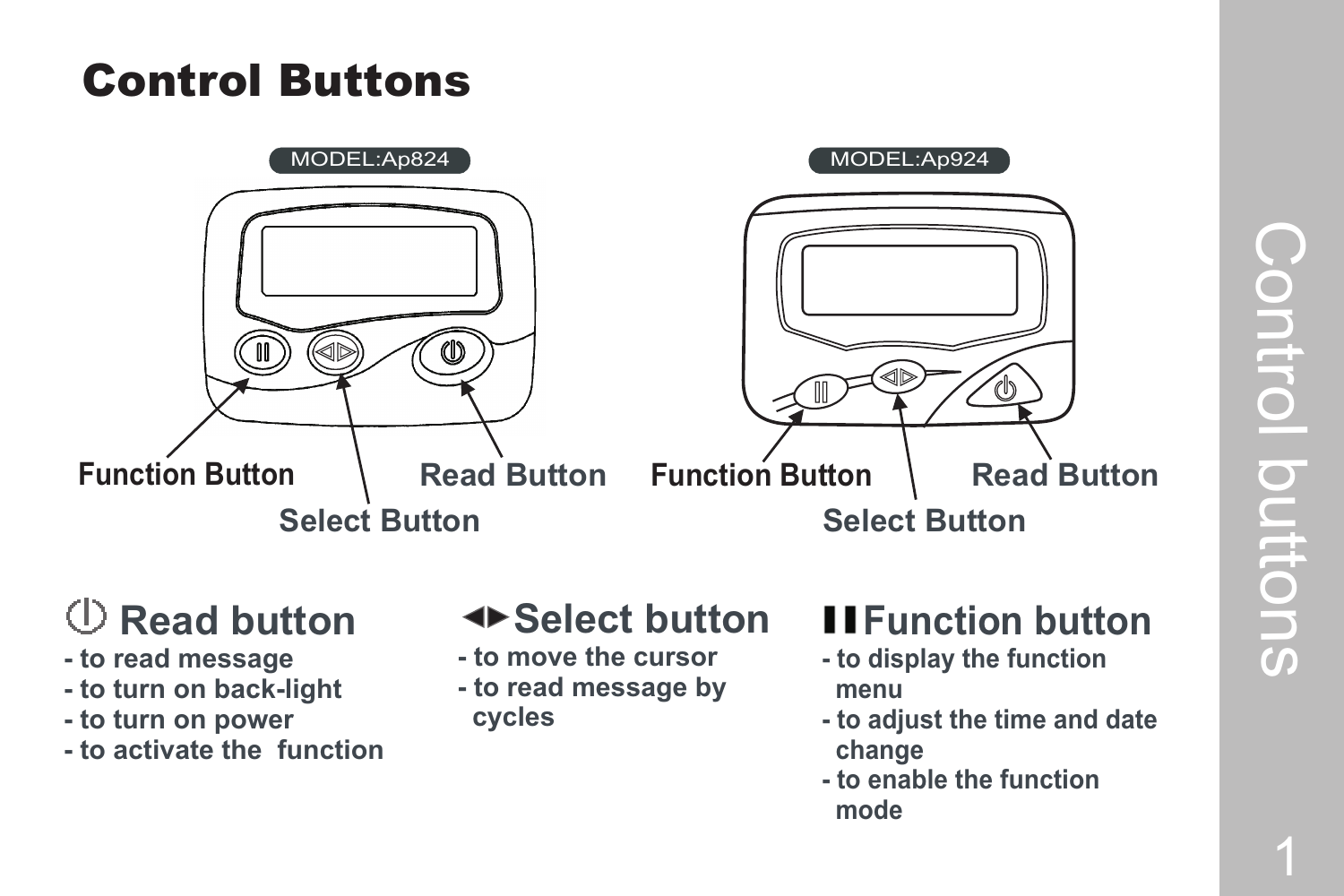# Control Buttons

MODEL:Ap824

Function Button — Select Button — Read Button

MODEL:Ap924

Function Button — Select Button — Read Button

## Read button
- to read message
- to turn on back-light
- to turn on power
- to activate the function

## Select button
- to move the cursor
- to read message by cycles

## Function button
- to display the function menu
- to adjust the time and date change
- to enable the function mode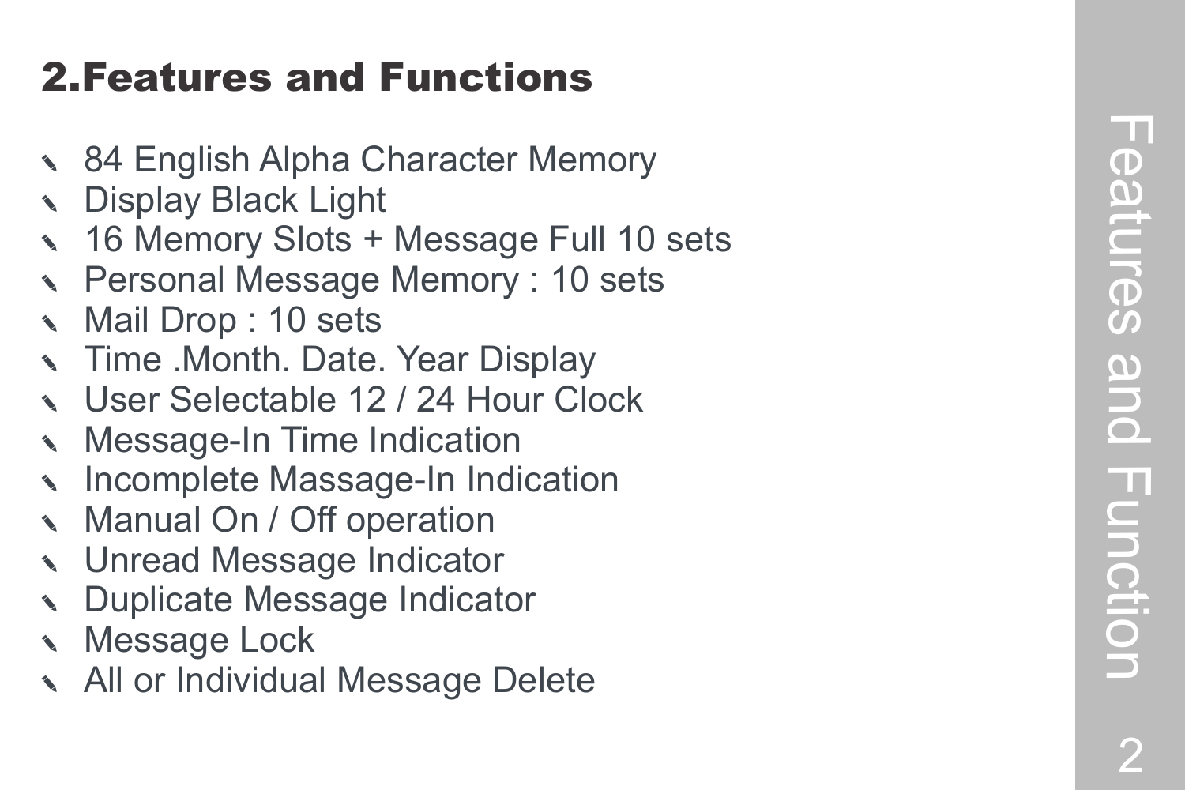## 2.Features and Functions

- 84 English Alpha Character Memory
- Display Black Light
- 16 Memory Slots + Message Full 10 sets
- Personal Message Memory : 10 sets
- Mail Drop : 10 sets
- Time .Month. Date. Year Display
- User Selectable 12 / 24 Hour Clock
- Message-In Time Indication
- Incomplete Massage-In Indication
- Manual On / Off operation
- Unread Message Indicator
- Duplicate Message Indicator
- Message Lock
- All or Individual Message Delete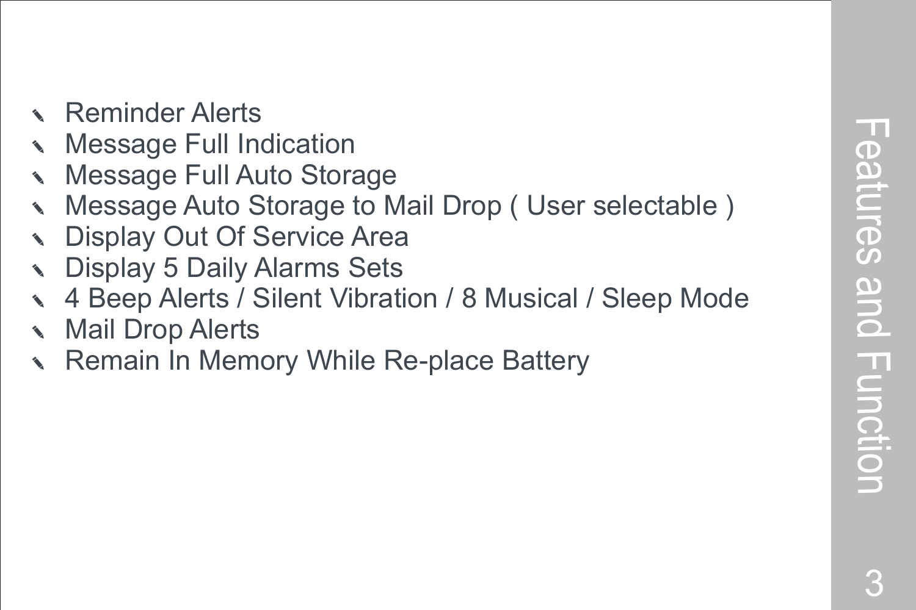## Features and Function

- Reminder Alerts
- Message Full Indication
- Message Full Auto Storage
- Message Auto Storage to Mail Drop ( User selectable )
- Display Out Of Service Area
- Display 5 Daily Alarms Sets
- 4 Beep Alerts / Silent Vibration / 8 Musical / Sleep Mode
- Mail Drop Alerts
- Remain In Memory While Re-place Battery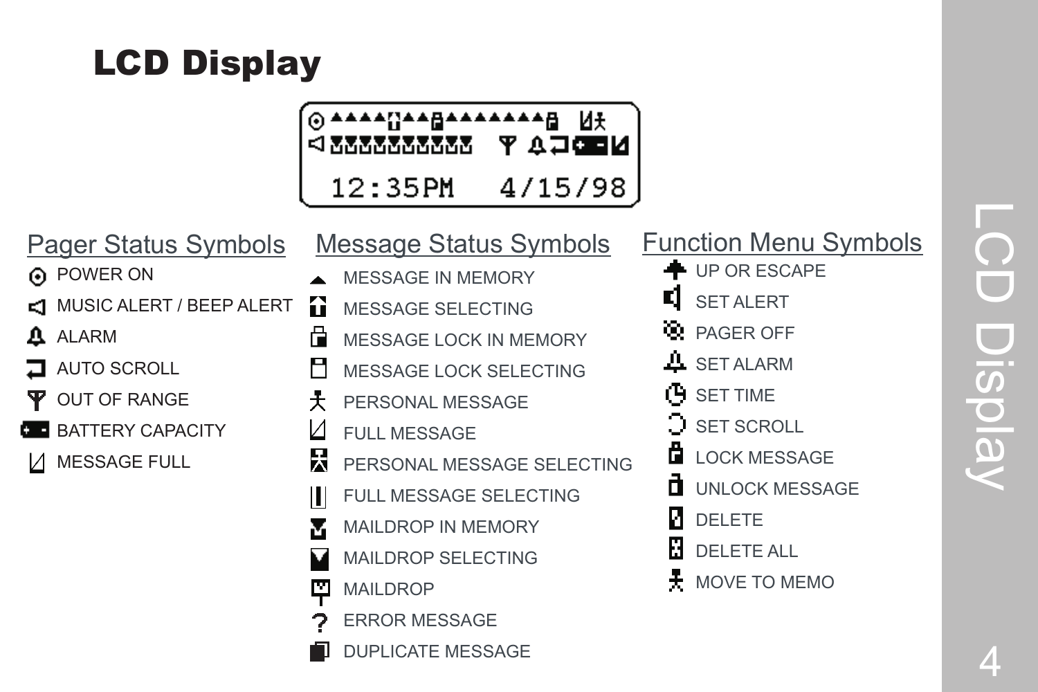# LCD Display

12:35PM 4/15/98

## Pager Status Symbols

- POWER ON
- MUSIC ALERT / BEEP ALERT
- ALARM
- AUTO SCROLL
- OUT OF RANGE
- BATTERY CAPACITY
- MESSAGE FULL

## Message Status Symbols

- MESSAGE IN MEMORY
- MESSAGE SELECTING
- MESSAGE LOCK IN MEMORY
- MESSAGE LOCK SELECTING
- PERSONAL MESSAGE
- FULL MESSAGE
- PERSONAL MESSAGE SELECTING
- FULL MESSAGE SELECTING
- MAILDROP IN MEMORY
- MAILDROP SELECTING
- MAILDROP
- ? ERROR MESSAGE
- DUPLICATE MESSAGE

## Function Menu Symbols

- UP OR ESCAPE
- SET ALERT
- PAGER OFF
- SET ALARM
- SET TIME
- SET SCROLL
- LOCK MESSAGE
- UNLOCK MESSAGE
- DELETE
- DELETE ALL
- MOVE TO MEMO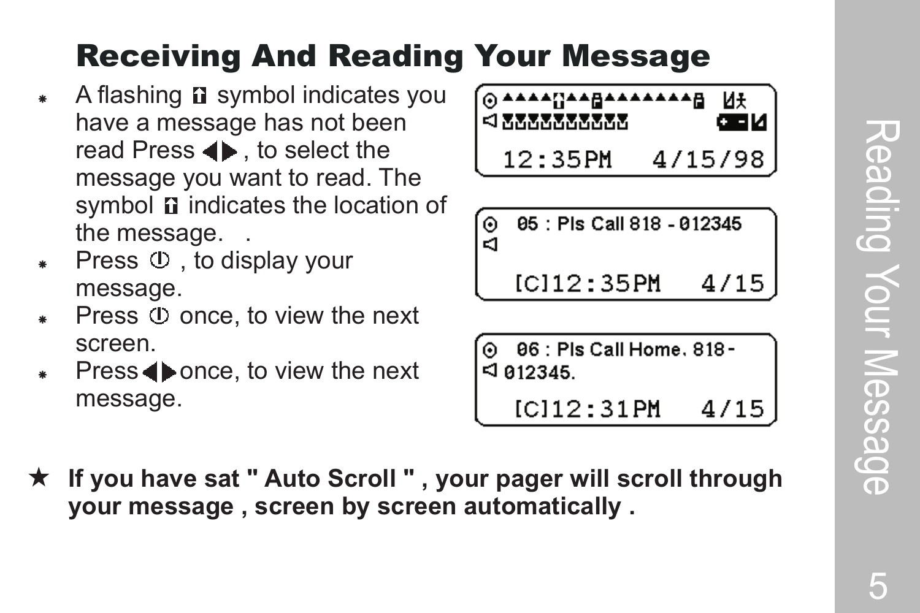# Receiving And Reading Your Message

- A flashing symbol indicates you have a message has not been read Press ◀▶, to select the message you want to read. The symbol indicates the location of the message. .
- Press , to display your message.
- Press once, to view the next screen.
- Press ◀▶once, to view the next message.

```
12:35PM   4/15/98
```

```
05 : Pls Call 818 - 012345

[C]12:35PM   4/15
```

```
06 : Pls Call Home. 818-
012345.
[C]12:31PM   4/15
```

★ **If you have sat " Auto Scroll " , your pager will scroll through your message , screen by screen automatically .**

Reading Your Message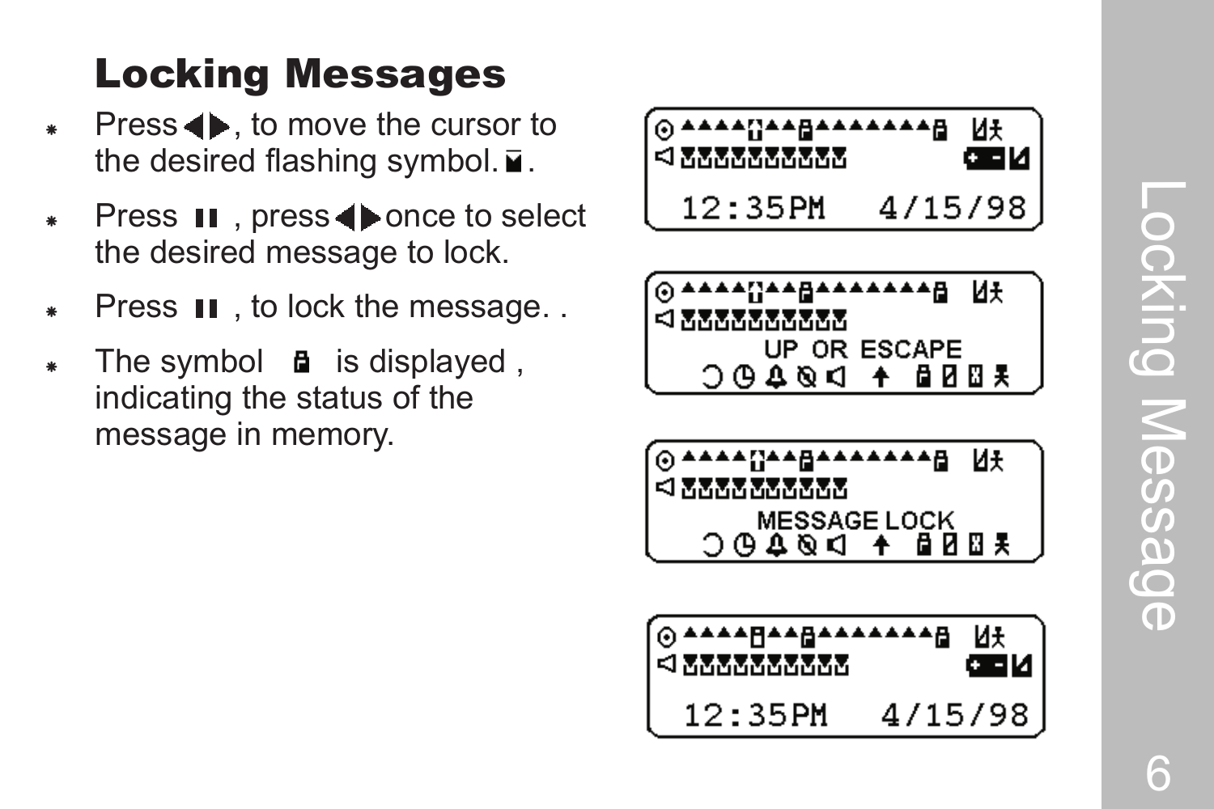## Locking Messages

- Press ◀▶, to move the cursor to the desired flashing symbol. ◘.
- Press ❚❚ , press ◀▶ once to select the desired message to lock.
- Press ❚❚ , to lock the message. .
- The symbol 🔒 is displayed , indicating the status of the message in memory.

12:35PM 4/15/98

UP OR ESCAPE

MESSAGE LOCK

12:35PM 4/15/98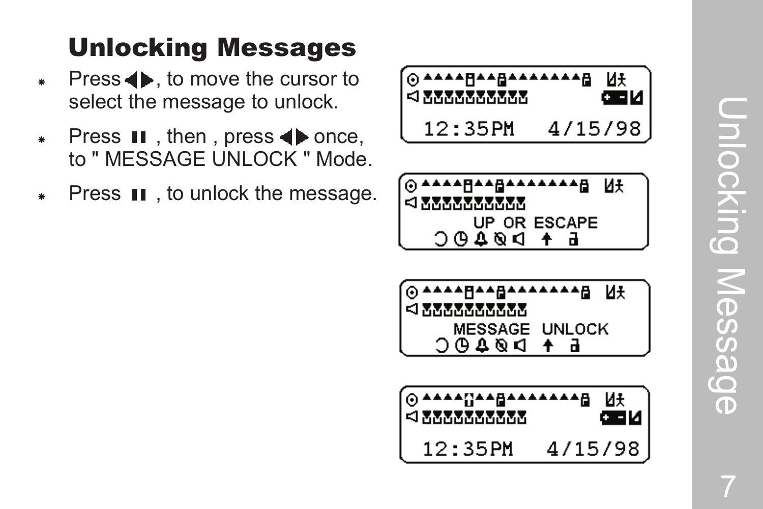## Unlocking Messages

- Press ◀▶, to move the cursor to select the message to unlock.
- Press ▮▮ , then , press ◀▶ once, to " MESSAGE UNLOCK " Mode.
- Press ▮▮ , to unlock the message.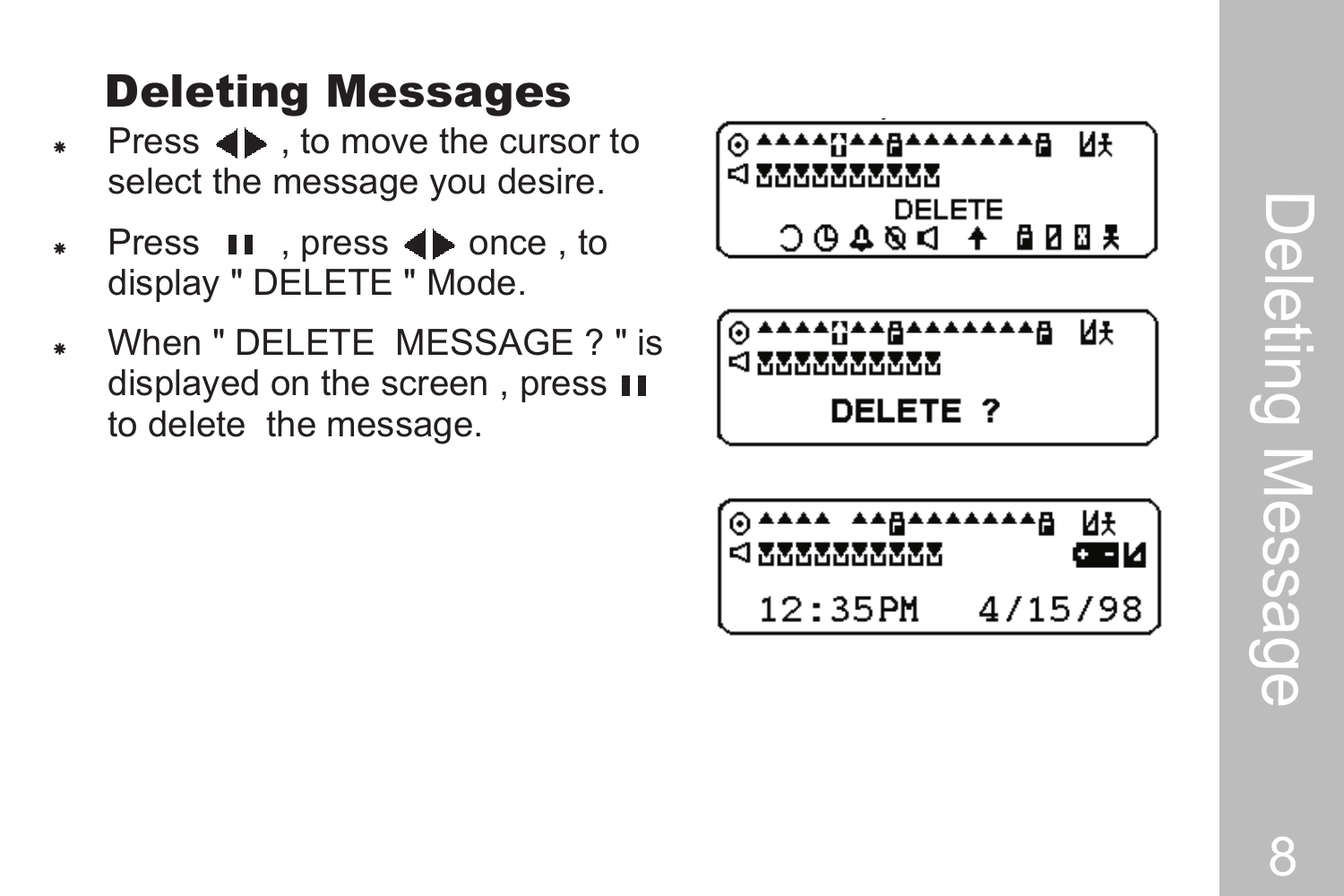## Deleting Messages

- Press ◀▶ , to move the cursor to select the message you desire.
- Press ▮▮ , press ◀▶ once , to display " DELETE " Mode.
- When " DELETE  MESSAGE ? " is displayed on the screen , press ▮▮ to delete  the message.

DELETE

DELETE ?

12:35PM   4/15/98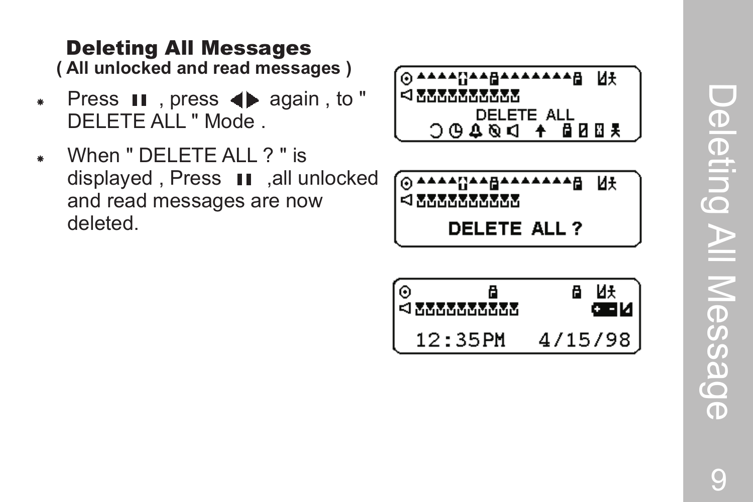## Deleting All Messages

**( All unlocked and read messages )**

- Press ▮▮ , press ◀▶ again , to " DELETE ALL " Mode .
- When " DELETE ALL ? " is displayed , Press ▮▮ ,all unlocked and read messages are now deleted.

DELETE ALL

DELETE ALL ?

12:35PM 4/15/98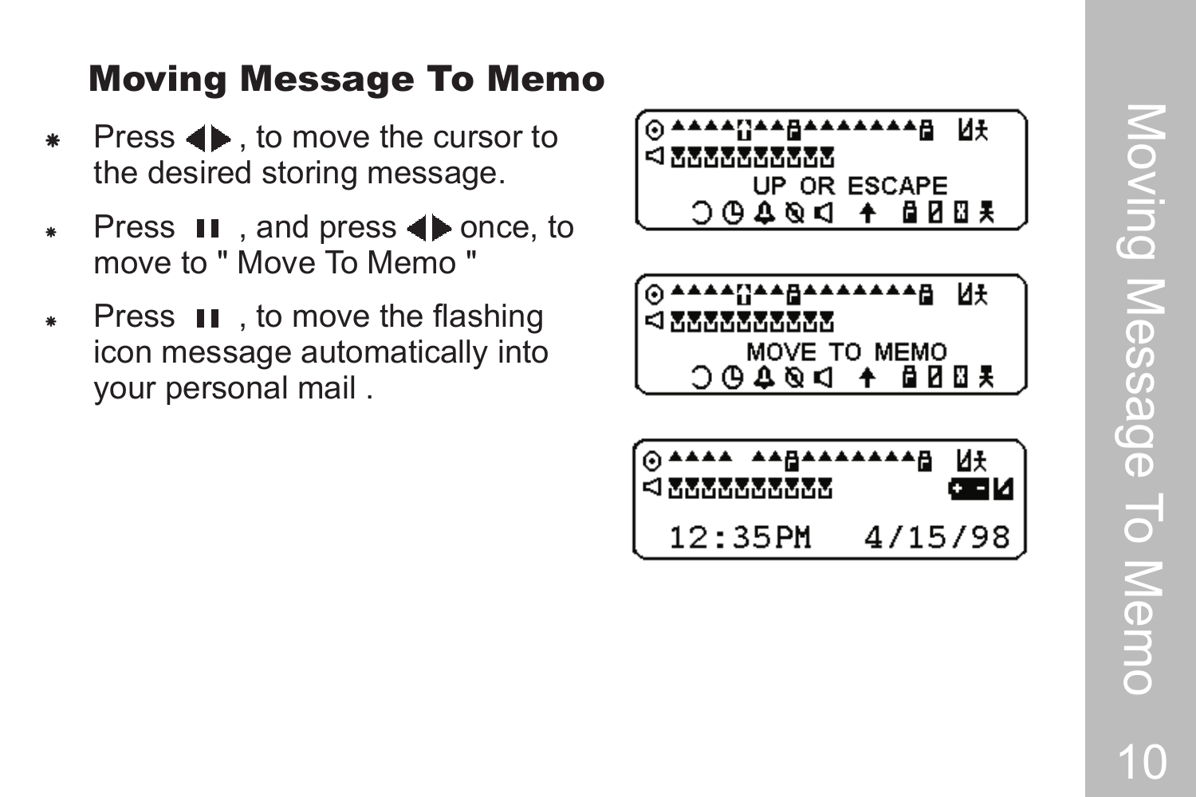## Moving Message To Memo

- Press ◀▶ , to move the cursor to the desired storing message.
- Press ❚❚ , and press ◀▶ once, to move to " Move To Memo "
- Press ❚❚ , to move the flashing icon message automatically into your personal mail .

UP OR ESCAPE

MOVE TO MEMO

12:35PM 4/15/98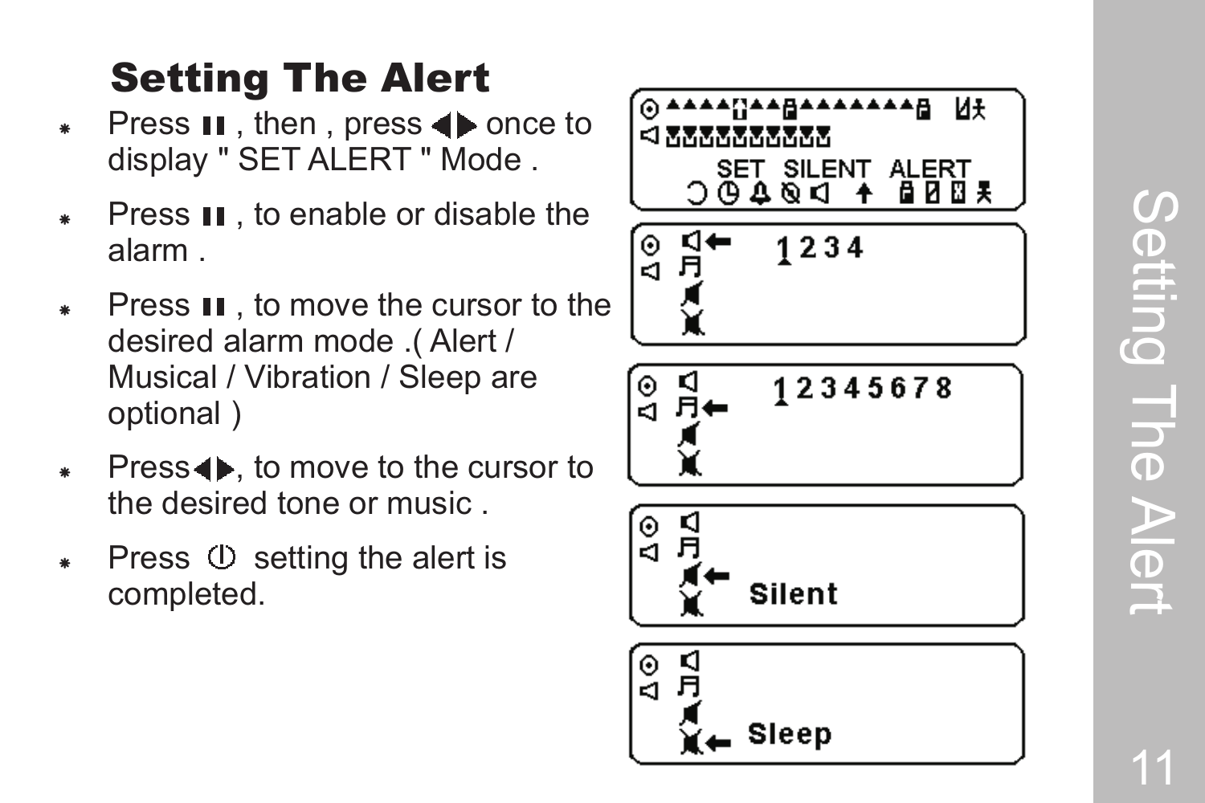## Setting The Alert

- Press ▮▮ , then , press ◀▶ once to display " SET ALERT " Mode .
- Press ▮▮ , to enable or disable the alarm .
- Press ▮▮ , to move the cursor to the desired alarm mode .( Alert / Musical / Vibration / Sleep are optional )
- Press◀▶, to move to the cursor to the desired tone or music .
- Press ⏼ setting the alert is completed.

SET SILENT ALERT

1234

12345678

Silent

Sleep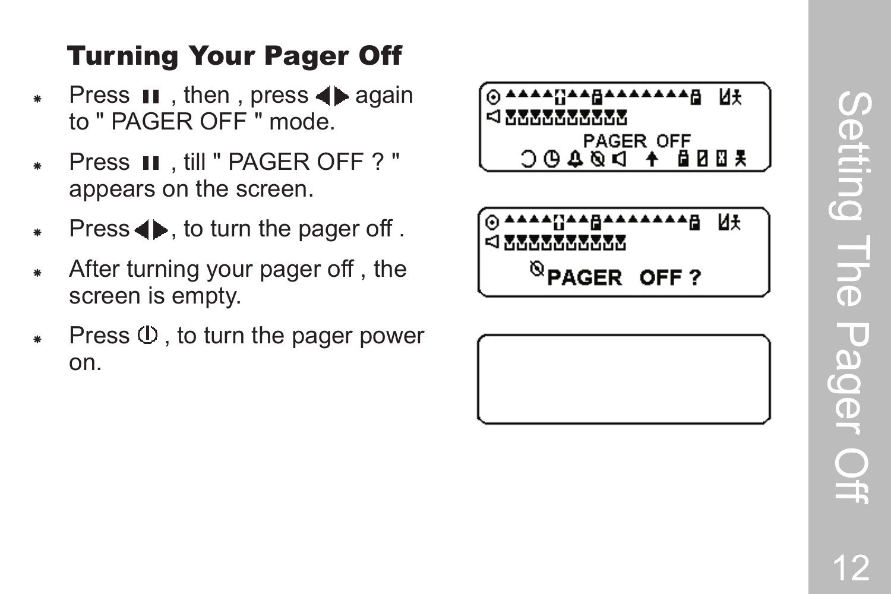## Turning Your Pager Off

- Press ▮▮ , then , press ◀▶ again to " PAGER OFF " mode.
- Press ▮▮ , till " PAGER OFF ? " appears on the screen.
- Press ◀▶, to turn the pager off .
- After turning your pager off , the screen is empty.
- Press ⏻ , to turn the pager power on.

PAGER OFF

PAGER OFF ?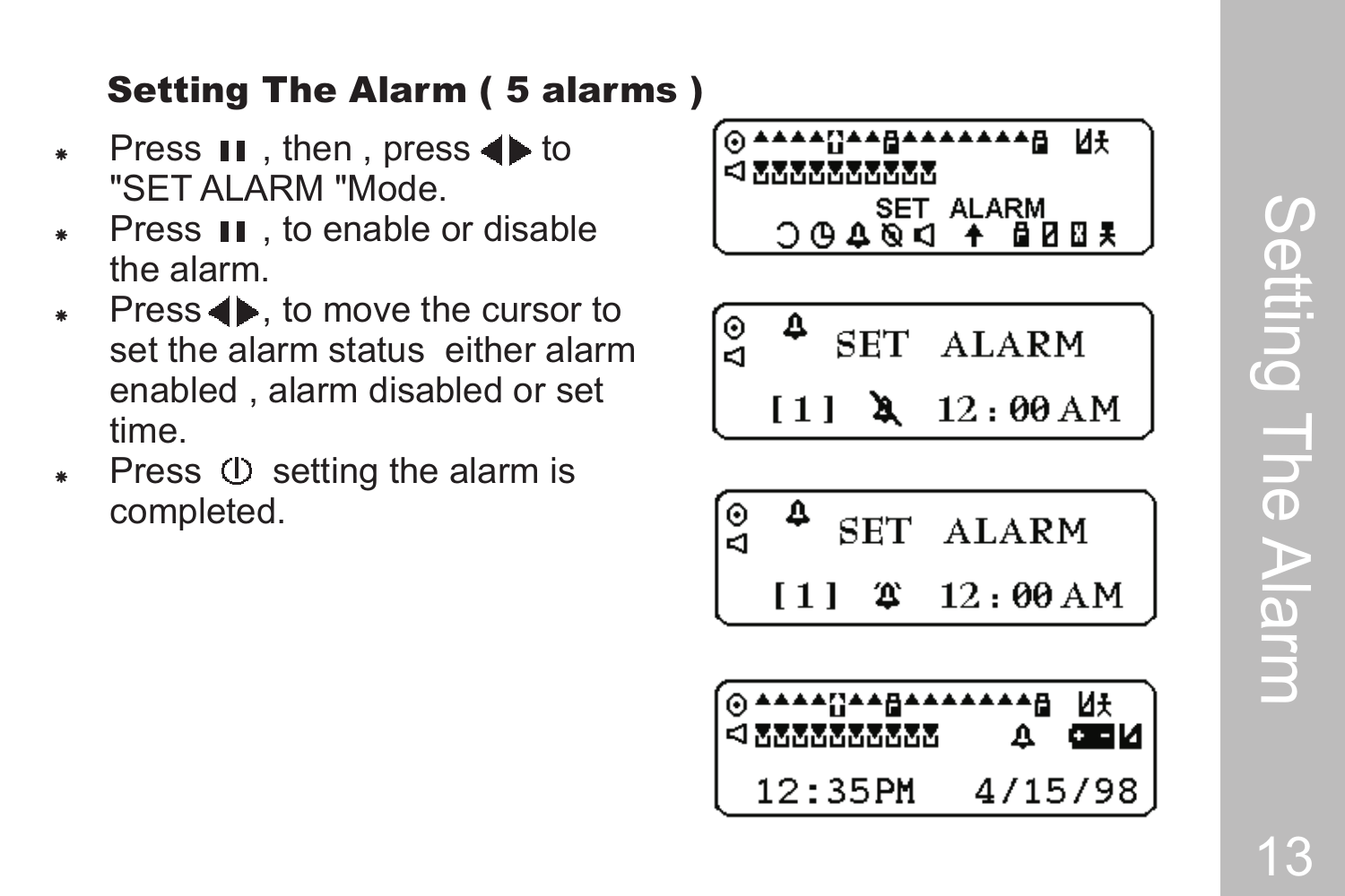## Setting The Alarm ( 5 alarms )

- Press ▮▮ , then , press ◀▶ to "SET ALARM "Mode.
- Press ▮▮ , to enable or disable the alarm.
- Press ◀▶, to move the cursor to set the alarm status either alarm enabled , alarm disabled or set time.
- Press ⏻ setting the alarm is completed.

SET ALARM

SET ALARM

[1] 12:00AM

SET ALARM

[1] 12:00AM

12:35PM 4/15/98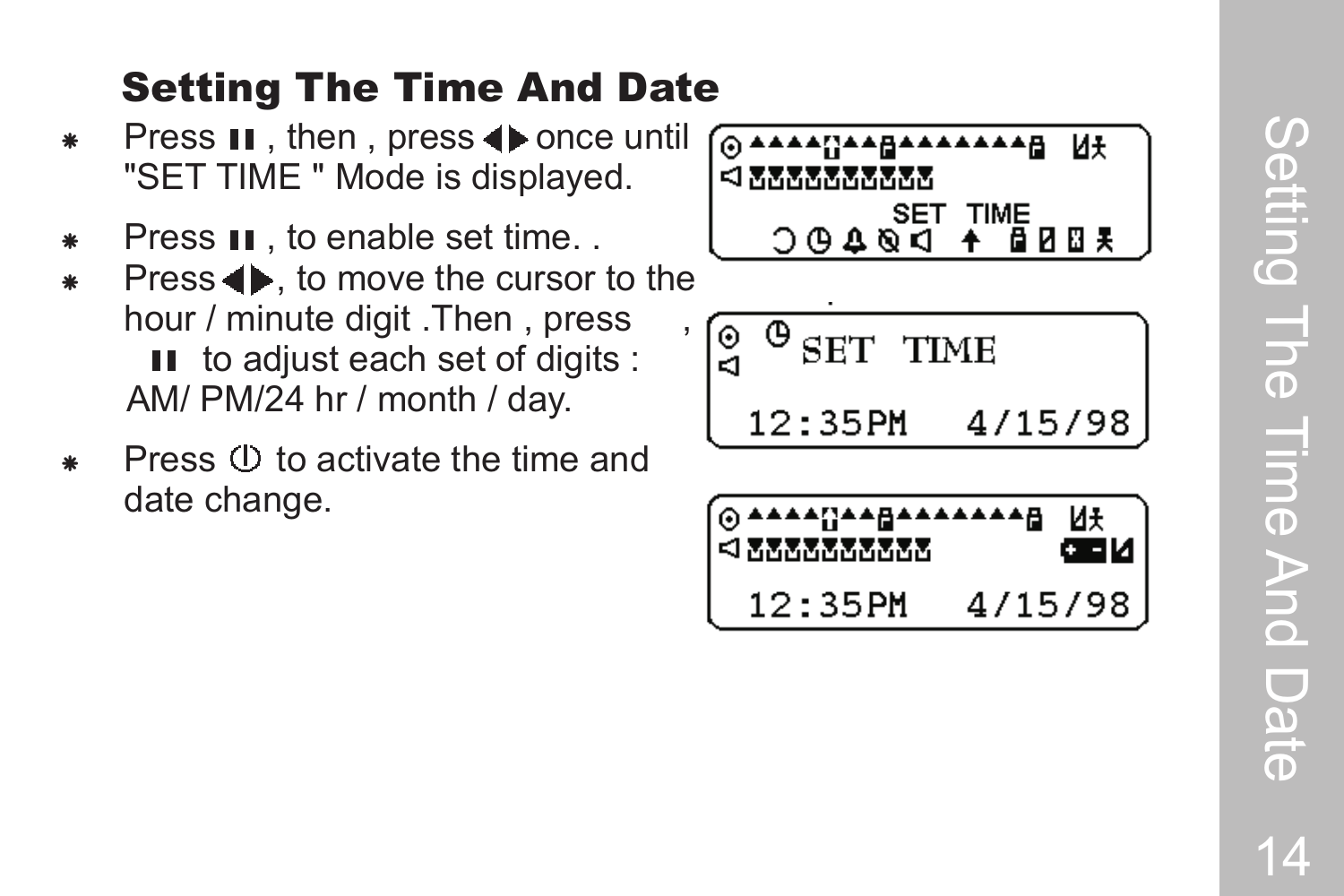## Setting The Time And Date

- Press ❚❚ , then , press ◀▶ once until "SET TIME " Mode is displayed.
- Press ❚❚ , to enable set time. .
- Press ◀▶, to move the cursor to the hour / minute digit .Then , press , ❚❚ to adjust each set of digits : AM/ PM/24 hr / month / day.
- Press ⏻ to activate the time and date change.

SET TIME

SET TIME
12:35PM 4/15/98

12:35PM 4/15/98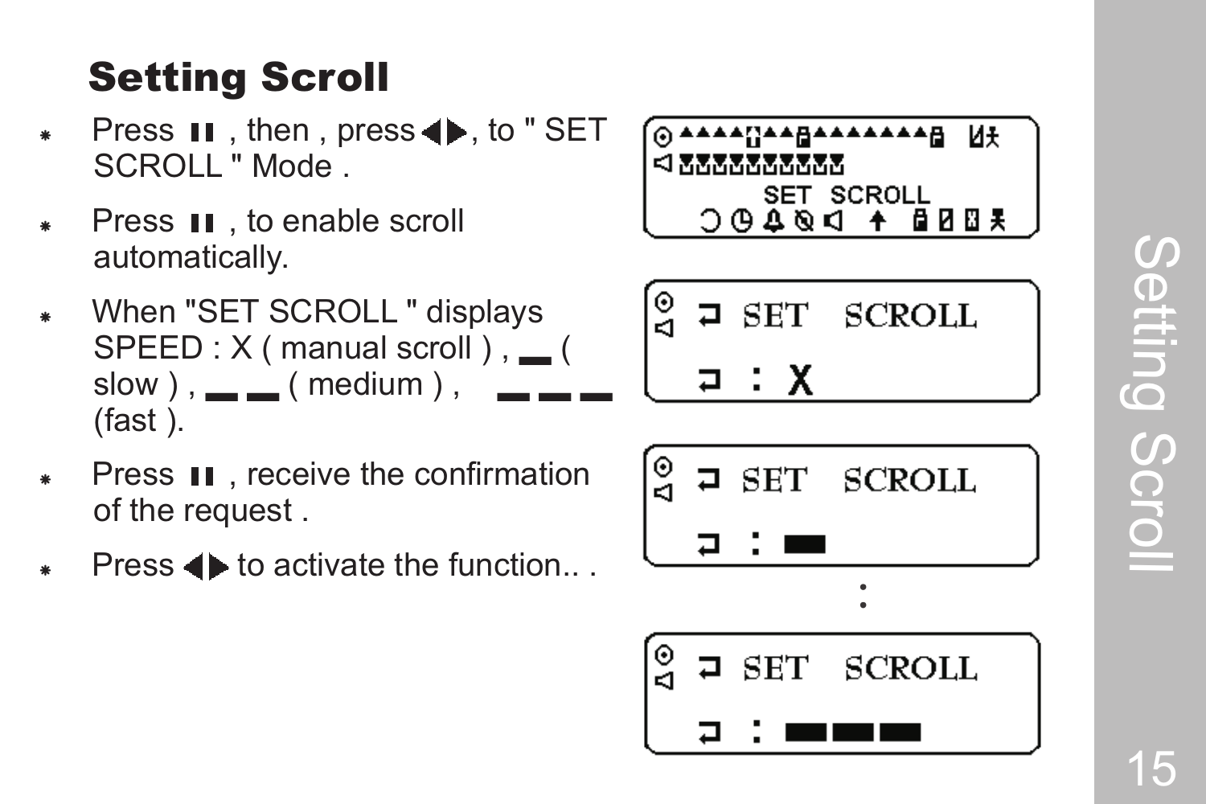## Setting Scroll

- Press ❚❚ , then , press ◀▶, to " SET SCROLL " Mode .
- Press ❚❚ , to enable scroll automatically.
- When "SET SCROLL " displays SPEED : X ( manual scroll ) , ▬ ( slow ) , ▬ ▬ ( medium ) , ▬ ▬ ▬ (fast ).
- Press ❚❚ , receive the confirmation of the request .
- Press ◀▶ to activate the function.. .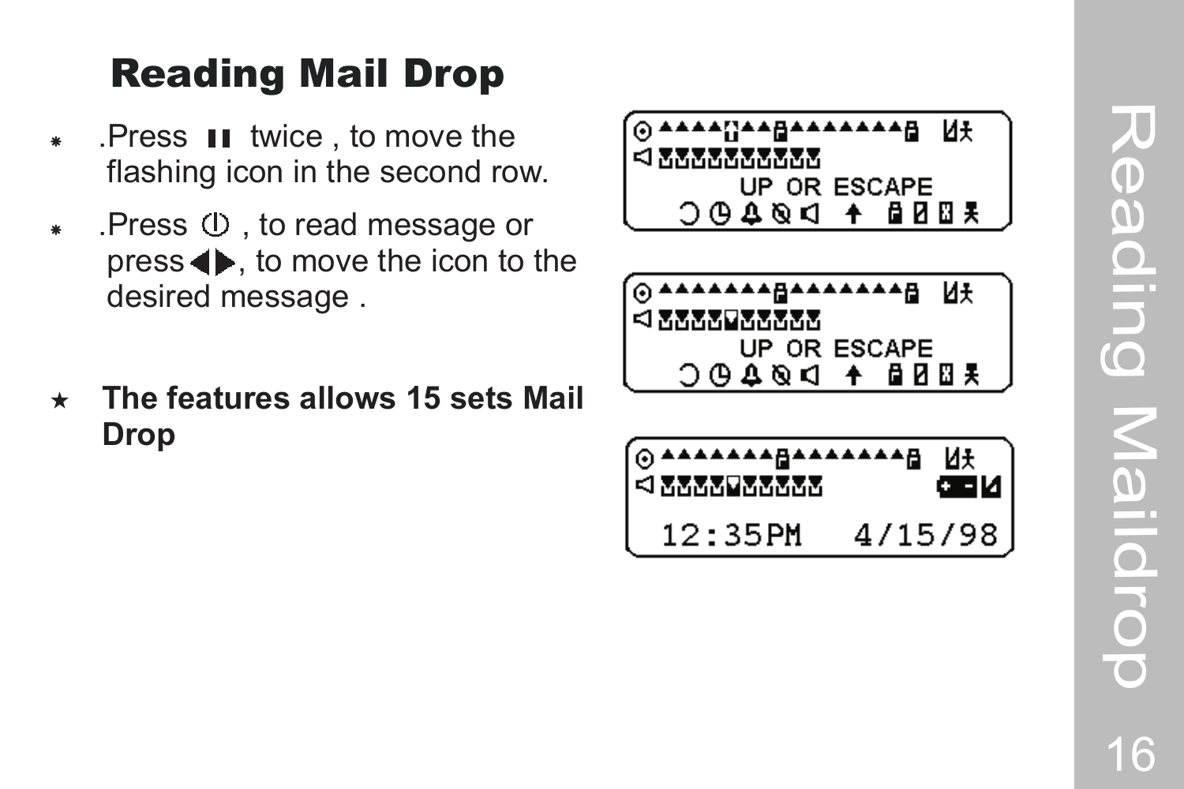# Reading Mail Drop

- .Press ❚❚ twice , to move the flashing icon in the second row.
- .Press ⏻ , to read message or press ◀▶, to move the icon to the desired message .

★ **The features allows 15 sets Mail Drop**

UP OR ESCAPE

UP OR ESCAPE

12:35PM 4/15/98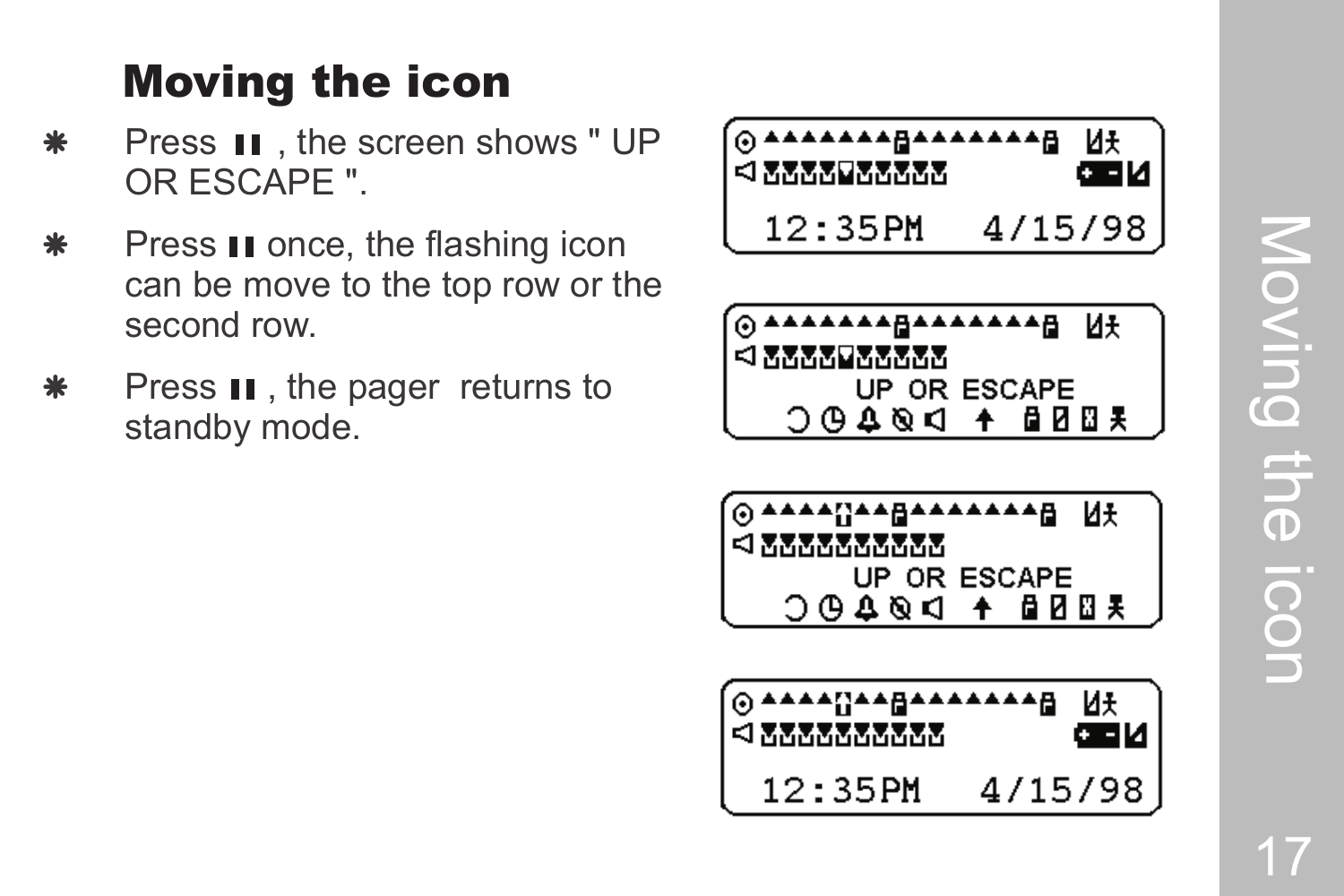## Moving the icon

* Press ❚❚ , the screen shows " UP OR ESCAPE ".
* Press ❚❚ once, the flashing icon can be move to the top row or the second row.
* Press ❚❚ , the pager returns to standby mode.

12:35PM 4/15/98

UP OR ESCAPE

UP OR ESCAPE

12:35PM 4/15/98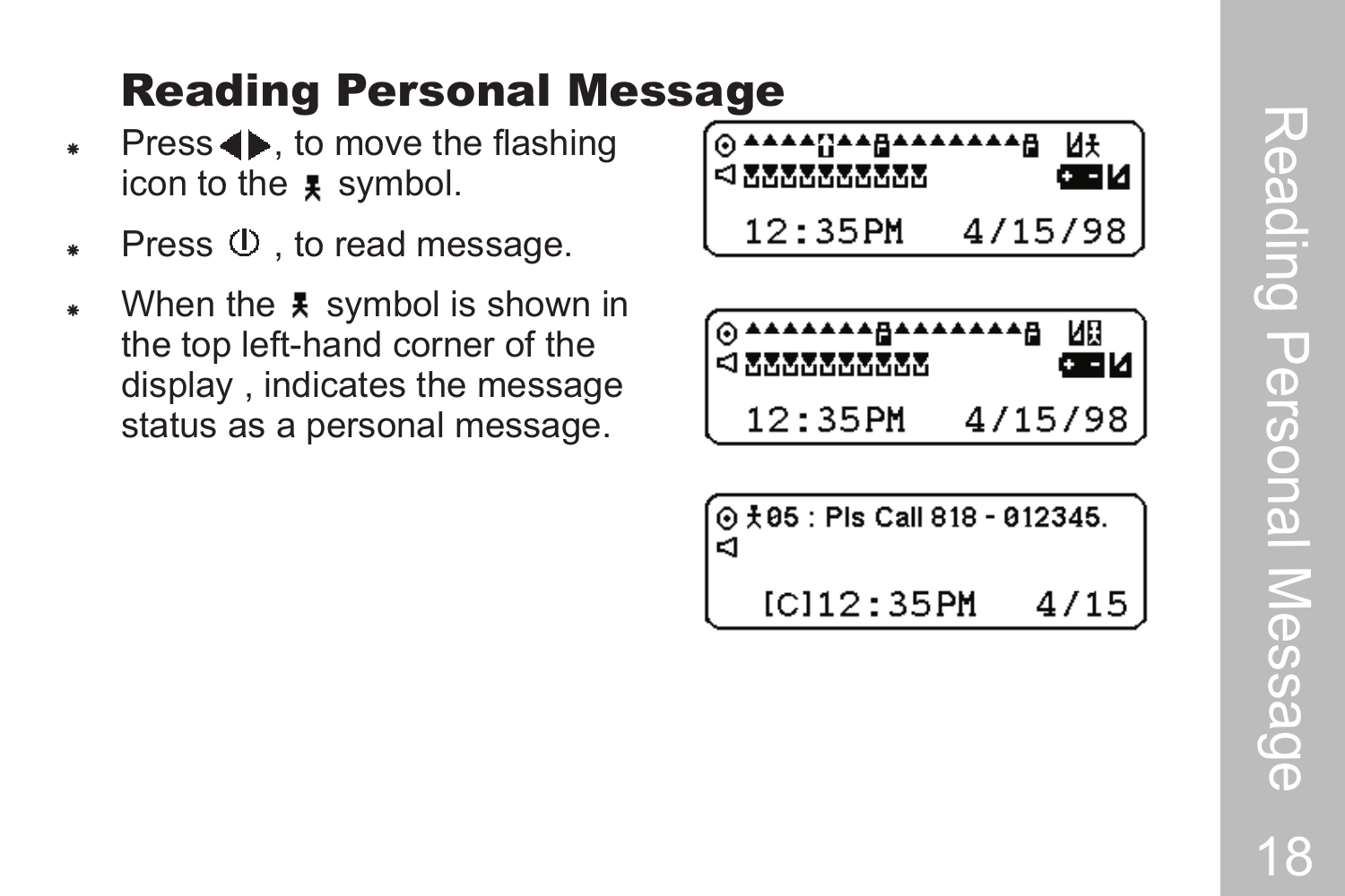# Reading Personal Message

- Press ◀▶, to move the flashing icon to the 🯅 symbol.
- Press ⏻ , to read message.
- When the 🯅 symbol is shown in the top left-hand corner of the display , indicates the message status as a personal message.

```
12:35PM   4/15/98
```

```
12:35PM   4/15/98
```

```
05 : Pls Call 818 - 012345.

[C]12:35PM   4/15
```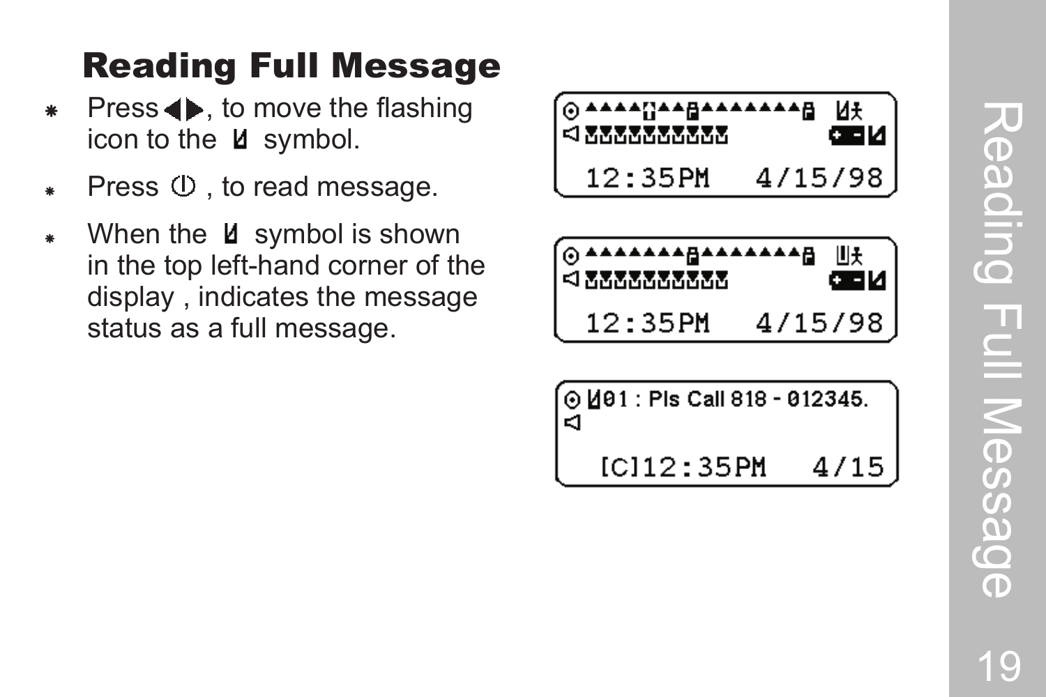# Reading Full Message

- Press ◀▶, to move the flashing icon to the ⍁ symbol.
- Press ⏻ , to read message.
- When the ⍁ symbol is shown in the top left-hand corner of the display , indicates the message status as a full message.

```
12:35PM   4/15/98
```

```
12:35PM   4/15/98
```

```
01 : Pls Call 818 - 012345.
[C]12:35PM   4/15
```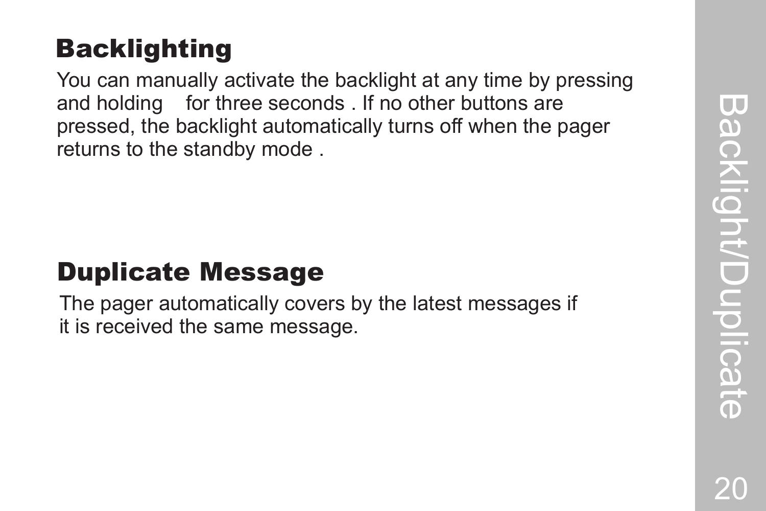## Backlighting

You can manually activate the backlight at any time by pressing and holding   for three seconds . If no other buttons are pressed, the backlight automatically turns off when the pager returns to the standby mode .

## Duplicate Message

The pager automatically covers by the latest messages if it is received the same message.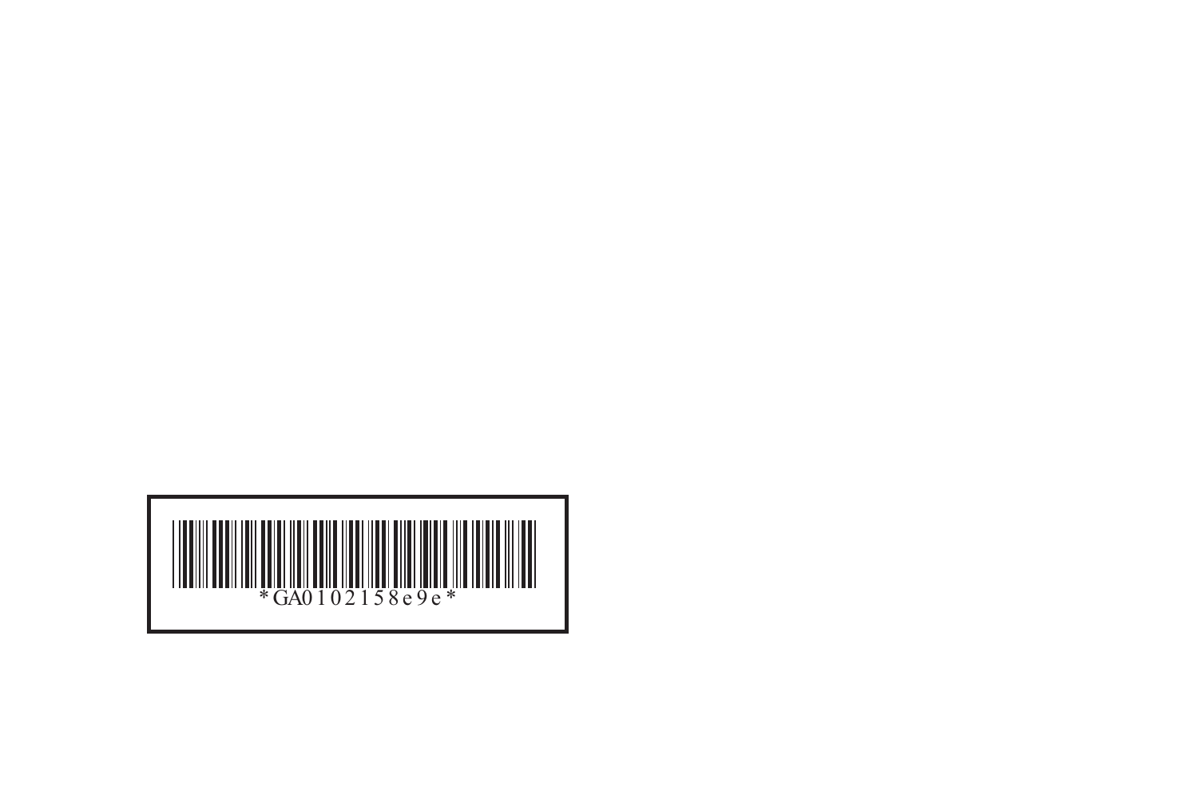*GA0102158e9e*